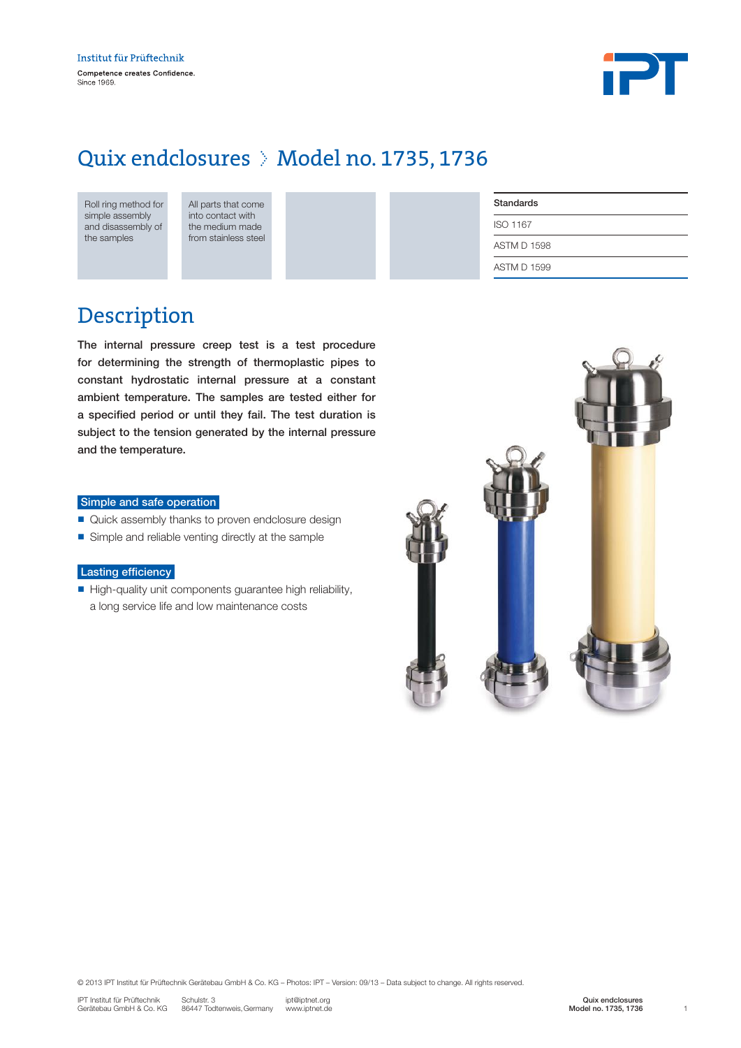Institut für Prüftechnik

Competence creates Confidence.
Since 1969.

# Quix endclosures › Model no. 1735, 1736

Roll ring method for simple assembly and disassembly of the samples

All parts that come into contact with the medium made from stainless steel

| Standards |
|---|
| ISO 1167 |
| ASTM D 1598 |
| ASTM D 1599 |

## Description

**The internal pressure creep test is a test procedure for determining the strength of thermoplastic pipes to constant hydrostatic internal pressure at a constant ambient temperature. The samples are tested either for a specified period or until they fail. The test duration is subject to the tension generated by the internal pressure and the temperature.**

### Simple and safe operation

- Quick assembly thanks to proven endclosure design
- Simple and reliable venting directly at the sample

### Lasting efficiency

- High-quality unit components guarantee high reliability, a long service life and low maintenance costs

© 2013 IPT Institut für Prüftechnik Gerätebau GmbH & Co. KG – Photos: IPT – Version: 09/13 – Data subject to change. All rights reserved.

IPT Institut für Prüftechnik Gerätebau GmbH & Co. KG | Schulstr. 3, 86447 Todtenweis, Germany | ipt@iptnet.org, www.iptnet.de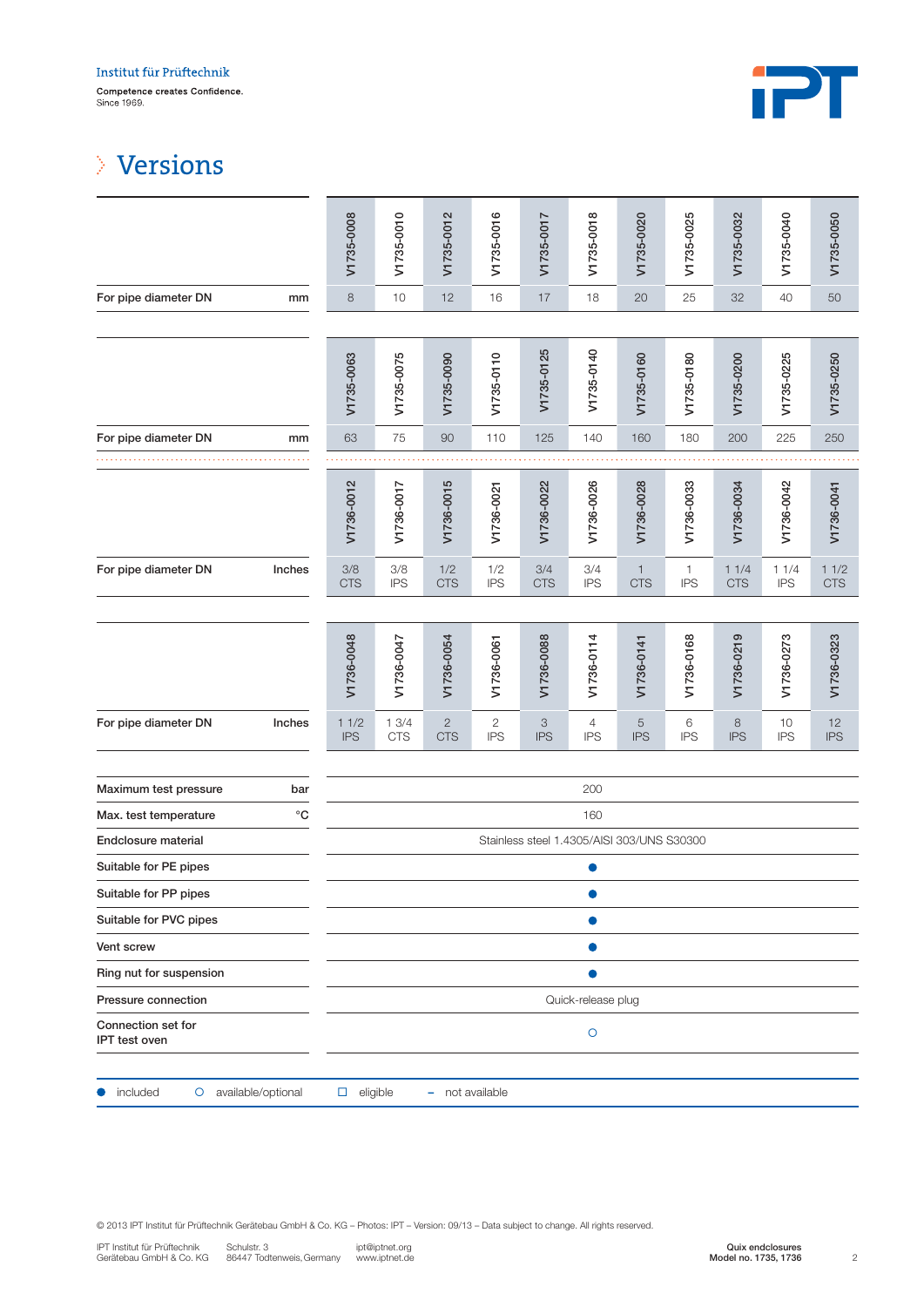# Versions

| | | V1735-0008 | V1735-0010 | V1735-0012 | V1735-0016 | V1735-0017 | V1735-0018 | V1735-0020 | V1735-0025 | V1735-0032 | V1735-0040 | V1735-0050 |
|---|---|---|---|---|---|---|---|---|---|---|---|---|
| For pipe diameter DN | mm | 8 | 10 | 12 | 16 | 17 | 18 | 20 | 25 | 32 | 40 | 50 |

| | | V1735-0063 | V1735-0075 | V1735-0090 | V1735-0110 | V1735-0125 | V1735-0140 | V1735-0160 | V1735-0180 | V1735-0200 | V1735-0225 | V1735-0250 |
|---|---|---|---|---|---|---|---|---|---|---|---|---|
| For pipe diameter DN | mm | 63 | 75 | 90 | 110 | 125 | 140 | 160 | 180 | 200 | 225 | 250 |

| | | V1736-0012 | V1736-0017 | V1736-0015 | V1736-0021 | V1736-0022 | V1736-0026 | V1736-0028 | V1736-0033 | V1736-0034 | V1736-0042 | V1736-0041 |
|---|---|---|---|---|---|---|---|---|---|---|---|---|
| For pipe diameter DN | Inches | 3/8 CTS | 3/8 IPS | 1/2 CTS | 1/2 IPS | 3/4 CTS | 3/4 IPS | 1 CTS | 1 IPS | 1 1/4 CTS | 1 1/4 IPS | 1 1/2 CTS |

| | | V1736-0048 | V1736-0047 | V1736-0054 | V1736-0061 | V1736-0088 | V1736-0114 | V1736-0141 | V1736-0168 | V1736-0219 | V1736-0273 | V1736-0323 |
|---|---|---|---|---|---|---|---|---|---|---|---|---|
| For pipe diameter DN | Inches | 1 1/2 IPS | 1 3/4 CTS | 2 CTS | 2 IPS | 3 IPS | 4 IPS | 5 IPS | 6 IPS | 8 IPS | 10 IPS | 12 IPS |

| | | |
|---|---|---|
| Maximum test pressure | bar | 200 |
| Max. test temperature | °C | 160 |
| Endclosure material | | Stainless steel 1.4305/AISI 303/UNS S30300 |
| Suitable for PE pipes | | ● |
| Suitable for PP pipes | | ● |
| Suitable for PVC pipes | | ● |
| Vent screw | | ● |
| Ring nut for suspension | | ● |
| Pressure connection | | Quick-release plug |
| Connection set for IPT test oven | | ○ |

● included ○ available/optional □ eligible – not available

© 2013 IPT Institut für Prüftechnik Gerätebau GmbH & Co. KG – Photos: IPT – Version: 09/13 – Data subject to change. All rights reserved.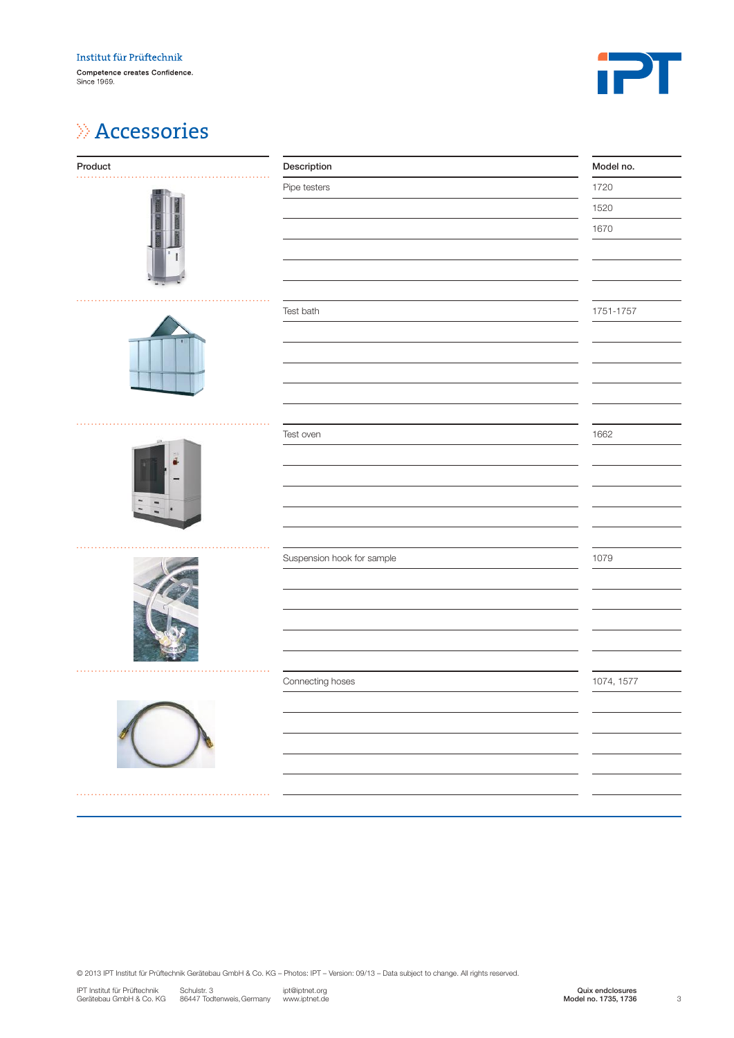Institut für Prüftechnik

Competence creates Confidence.
Since 1969.

# Accessories

| Product | Description | Model no. |
| --- | --- | --- |
| | Pipe testers | 1720 |
| | | 1520 |
| | | 1670 |
| | Test bath | 1751-1757 |
| | Test oven | 1662 |
| | Suspension hook for sample | 1079 |
| | Connecting hoses | 1074, 1577 |

© 2013 IPT Institut für Prüftechnik Gerätebau GmbH & Co. KG – Photos: IPT – Version: 09/13 – Data subject to change. All rights reserved.

IPT Institut für Prüftechnik Gerätebau GmbH & Co. KG
Schulstr. 3
86447 Todtenweis, Germany
ipt@iptnet.org
www.iptnet.de

**Quix endclosures**
**Model no. 1735, 1736**